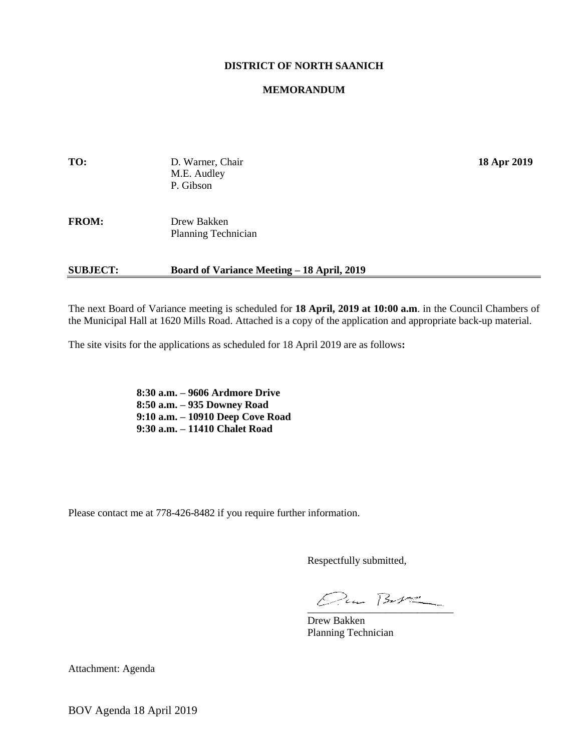**DISTRICT OF NORTH SAANICH**

**MEMORANDUM**

| | | |
|---|---|---|
| **TO:** | D. Warner, Chair<br>M.E. Audley<br>P. Gibson | **18 Apr 2019** |
| **FROM:** | Drew Bakken<br>Planning Technician | |

**SUBJECT: Board of Variance Meeting – 18 April, 2019**

---

The next Board of Variance meeting is scheduled for **18 April, 2019 at 10:00 a.m**. in the Council Chambers of the Municipal Hall at 1620 Mills Road. Attached is a copy of the application and appropriate back-up material.

The site visits for the applications as scheduled for 18 April 2019 are as follows**:**

**8:30 a.m. – 9606 Ardmore Drive**
**8:50 a.m. – 935 Downey Road**
**9:10 a.m. – 10910 Deep Cove Road**
**9:30 a.m. – 11410 Chalet Road**

Please contact me at 778-426-8482 if you require further information.

Respectfully submitted,

Drew Bakken
Planning Technician

Attachment: Agenda

BOV Agenda 18 April 2019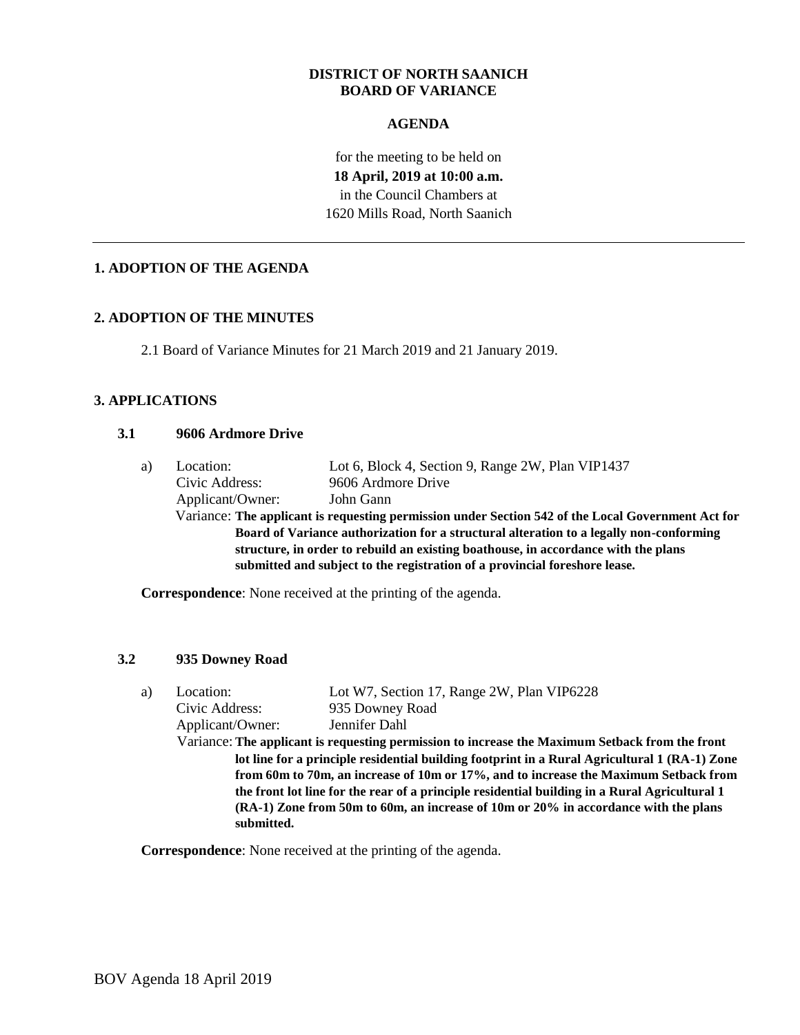**DISTRICT OF NORTH SAANICH**
**BOARD OF VARIANCE**

**AGENDA**

for the meeting to be held on
**18 April, 2019 at 10:00 a.m.**
in the Council Chambers at
1620 Mills Road, North Saanich

---

## 1. ADOPTION OF THE AGENDA

## 2. ADOPTION OF THE MINUTES

2.1 Board of Variance Minutes for 21 March 2019 and 21 January 2019.

## 3. APPLICATIONS

### 3.1 9606 Ardmore Drive

a) Location: Lot 6, Block 4, Section 9, Range 2W, Plan VIP1437
Civic Address: 9606 Ardmore Drive
Applicant/Owner: John Gann
Variance: **The applicant is requesting permission under Section 542 of the Local Government Act for Board of Variance authorization for a structural alteration to a legally non-conforming structure, in order to rebuild an existing boathouse, in accordance with the plans submitted and subject to the registration of a provincial foreshore lease.**

**Correspondence**: None received at the printing of the agenda.

### 3.2 935 Downey Road

a) Location: Lot W7, Section 17, Range 2W, Plan VIP6228
Civic Address: 935 Downey Road
Applicant/Owner: Jennifer Dahl
Variance: **The applicant is requesting permission to increase the Maximum Setback from the front lot line for a principle residential building footprint in a Rural Agricultural 1 (RA-1) Zone from 60m to 70m, an increase of 10m or 17%, and to increase the Maximum Setback from the front lot line for the rear of a principle residential building in a Rural Agricultural 1 (RA-1) Zone from 50m to 60m, an increase of 10m or 20% in accordance with the plans submitted.**

**Correspondence**: None received at the printing of the agenda.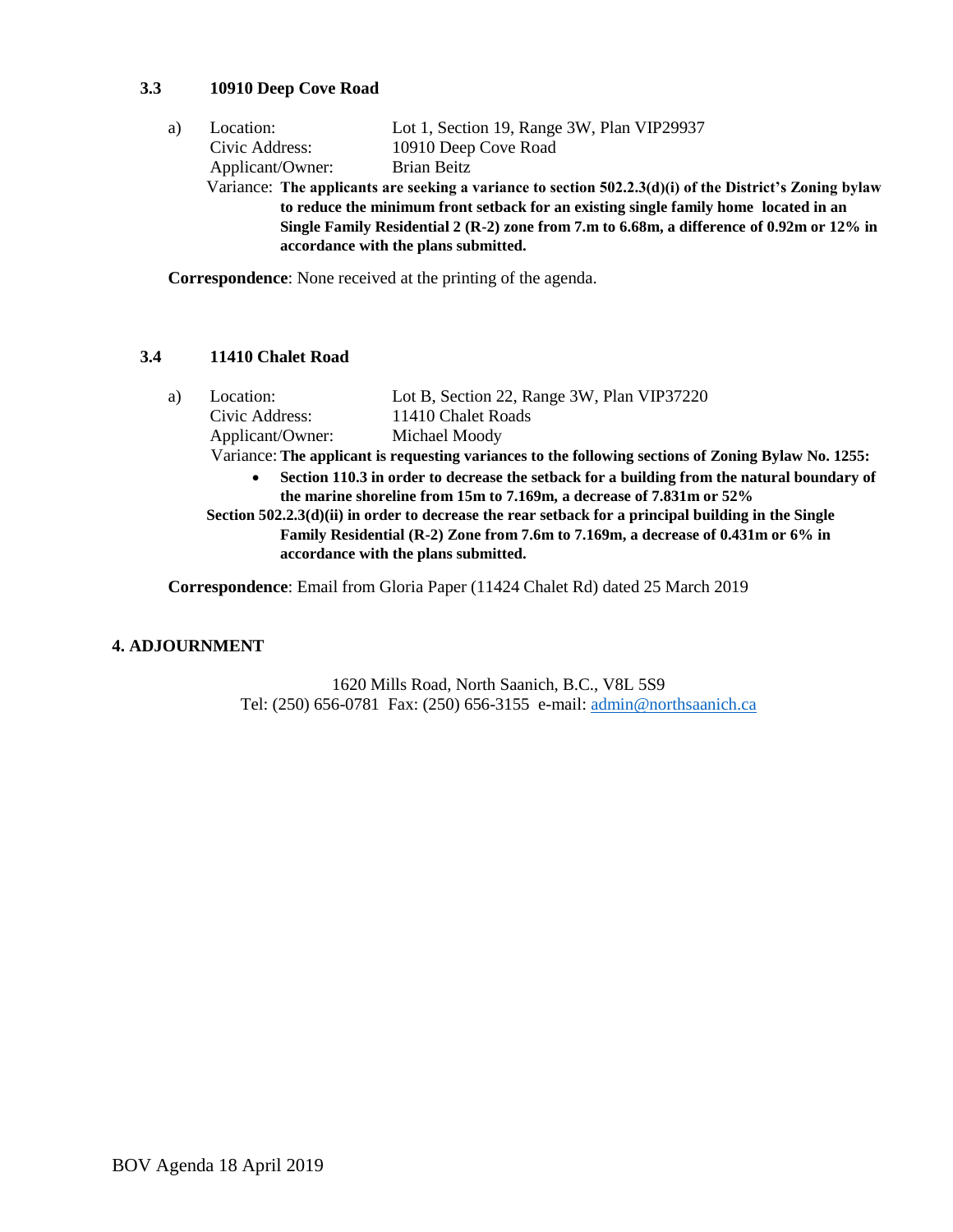### 3.3 10910 Deep Cove Road

a) Location: Lot 1, Section 19, Range 3W, Plan VIP29937
Civic Address: 10910 Deep Cove Road
Applicant/Owner: Brian Beitz
Variance: **The applicants are seeking a variance to section 502.2.3(d)(i) of the District's Zoning bylaw to reduce the minimum front setback for an existing single family home located in an Single Family Residential 2 (R-2) zone from 7.m to 6.68m, a difference of 0.92m or 12% in accordance with the plans submitted.**

**Correspondence**: None received at the printing of the agenda.

### 3.4 11410 Chalet Road

a) Location: Lot B, Section 22, Range 3W, Plan VIP37220
Civic Address: 11410 Chalet Roads
Applicant/Owner: Michael Moody
Variance: **The applicant is requesting variances to the following sections of Zoning Bylaw No. 1255:**

- **Section 110.3 in order to decrease the setback for a building from the natural boundary of the marine shoreline from 15m to 7.169m, a decrease of 7.831m or 52%**

**Section 502.2.3(d)(ii) in order to decrease the rear setback for a principal building in the Single Family Residential (R-2) Zone from 7.6m to 7.169m, a decrease of 0.431m or 6% in accordance with the plans submitted.**

**Correspondence**: Email from Gloria Paper (11424 Chalet Rd) dated 25 March 2019

## 4. ADJOURNMENT

1620 Mills Road, North Saanich, B.C., V8L 5S9
Tel: (250) 656-0781 Fax: (250) 656-3155 e-mail: admin@northsaanich.ca